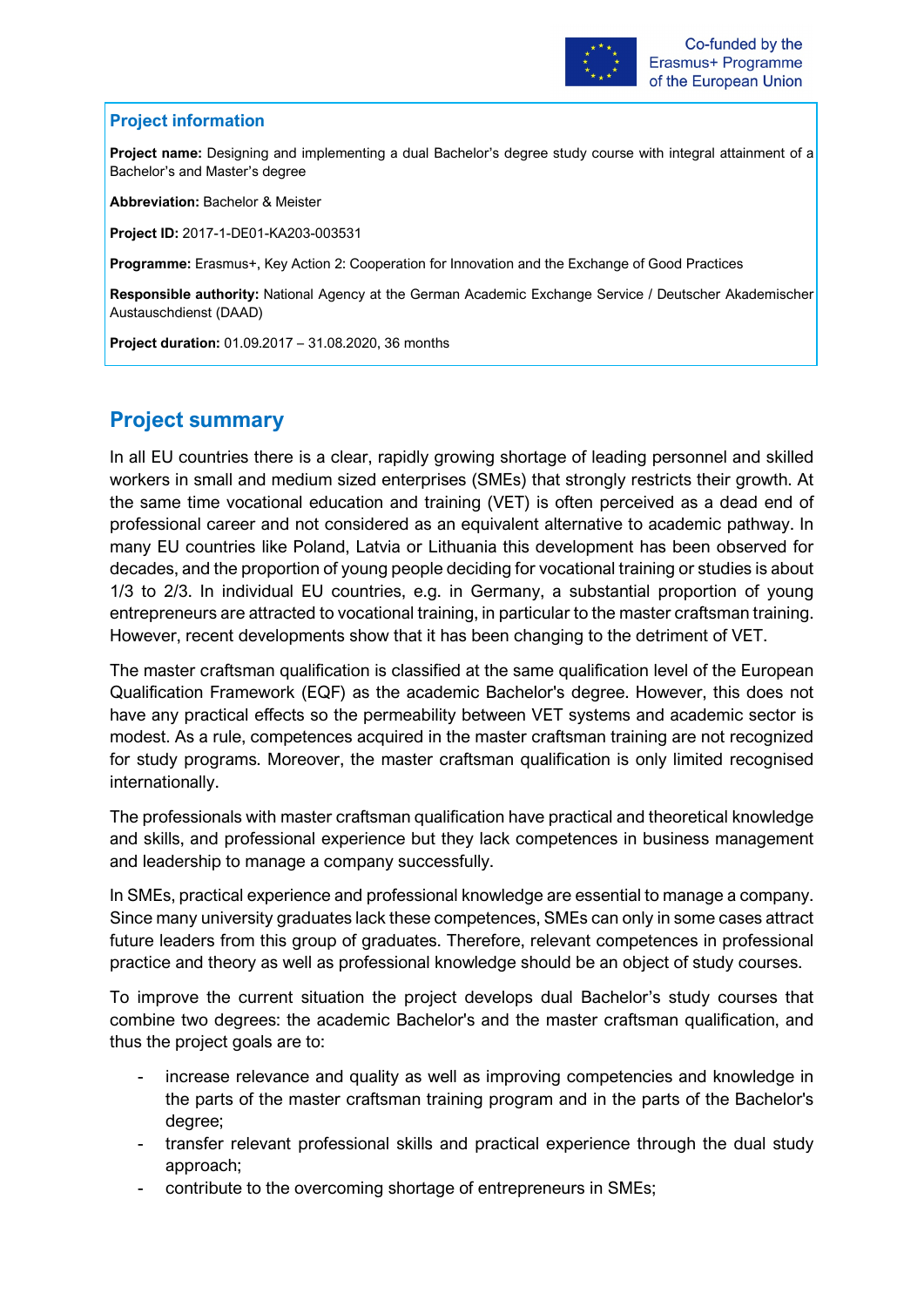Co-funded by the Erasmus+ Programme of the European Union

## Project information

**Project name:** Designing and implementing a dual Bachelor's degree study course with integral attainment of a Bachelor's and Master's degree

**Abbreviation:** Bachelor & Meister

**Project ID:** 2017-1-DE01-KA203-003531

**Programme:** Erasmus+, Key Action 2: Cooperation for Innovation and the Exchange of Good Practices

**Responsible authority:** National Agency at the German Academic Exchange Service / Deutscher Akademischer Austauschdienst (DAAD)

**Project duration:** 01.09.2017 – 31.08.2020, 36 months

# Project summary

In all EU countries there is a clear, rapidly growing shortage of leading personnel and skilled workers in small and medium sized enterprises (SMEs) that strongly restricts their growth. At the same time vocational education and training (VET) is often perceived as a dead end of professional career and not considered as an equivalent alternative to academic pathway. In many EU countries like Poland, Latvia or Lithuania this development has been observed for decades, and the proportion of young people deciding for vocational training or studies is about 1/3 to 2/3. In individual EU countries, e.g. in Germany, a substantial proportion of young entrepreneurs are attracted to vocational training, in particular to the master craftsman training. However, recent developments show that it has been changing to the detriment of VET.

The master craftsman qualification is classified at the same qualification level of the European Qualification Framework (EQF) as the academic Bachelor's degree. However, this does not have any practical effects so the permeability between VET systems and academic sector is modest. As a rule, competences acquired in the master craftsman training are not recognized for study programs. Moreover, the master craftsman qualification is only limited recognised internationally.

The professionals with master craftsman qualification have practical and theoretical knowledge and skills, and professional experience but they lack competences in business management and leadership to manage a company successfully.

In SMEs, practical experience and professional knowledge are essential to manage a company. Since many university graduates lack these competences, SMEs can only in some cases attract future leaders from this group of graduates. Therefore, relevant competences in professional practice and theory as well as professional knowledge should be an object of study courses.

To improve the current situation the project develops dual Bachelor's study courses that combine two degrees: the academic Bachelor's and the master craftsman qualification, and thus the project goals are to:

- increase relevance and quality as well as improving competencies and knowledge in the parts of the master craftsman training program and in the parts of the Bachelor's degree;
- transfer relevant professional skills and practical experience through the dual study approach;
- contribute to the overcoming shortage of entrepreneurs in SMEs;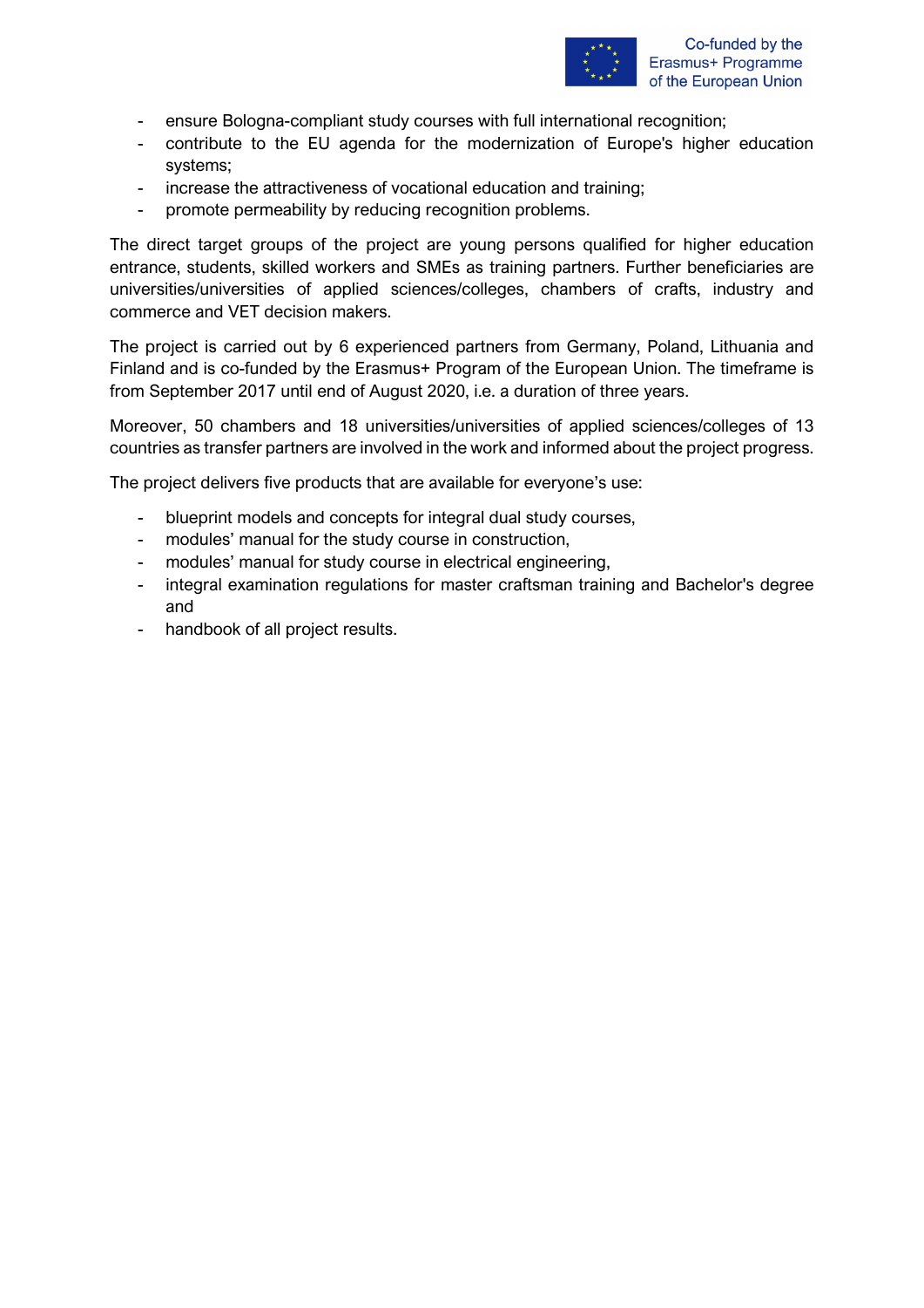- ensure Bologna-compliant study courses with full international recognition;
- contribute to the EU agenda for the modernization of Europe's higher education systems;
- increase the attractiveness of vocational education and training;
- promote permeability by reducing recognition problems.

The direct target groups of the project are young persons qualified for higher education entrance, students, skilled workers and SMEs as training partners. Further beneficiaries are universities/universities of applied sciences/colleges, chambers of crafts, industry and commerce and VET decision makers.

The project is carried out by 6 experienced partners from Germany, Poland, Lithuania and Finland and is co-funded by the Erasmus+ Program of the European Union. The timeframe is from September 2017 until end of August 2020, i.e. a duration of three years.

Moreover, 50 chambers and 18 universities/universities of applied sciences/colleges of 13 countries as transfer partners are involved in the work and informed about the project progress.

The project delivers five products that are available for everyone's use:

- blueprint models and concepts for integral dual study courses,
- modules' manual for the study course in construction,
- modules' manual for study course in electrical engineering,
- integral examination regulations for master craftsman training and Bachelor's degree and
- handbook of all project results.